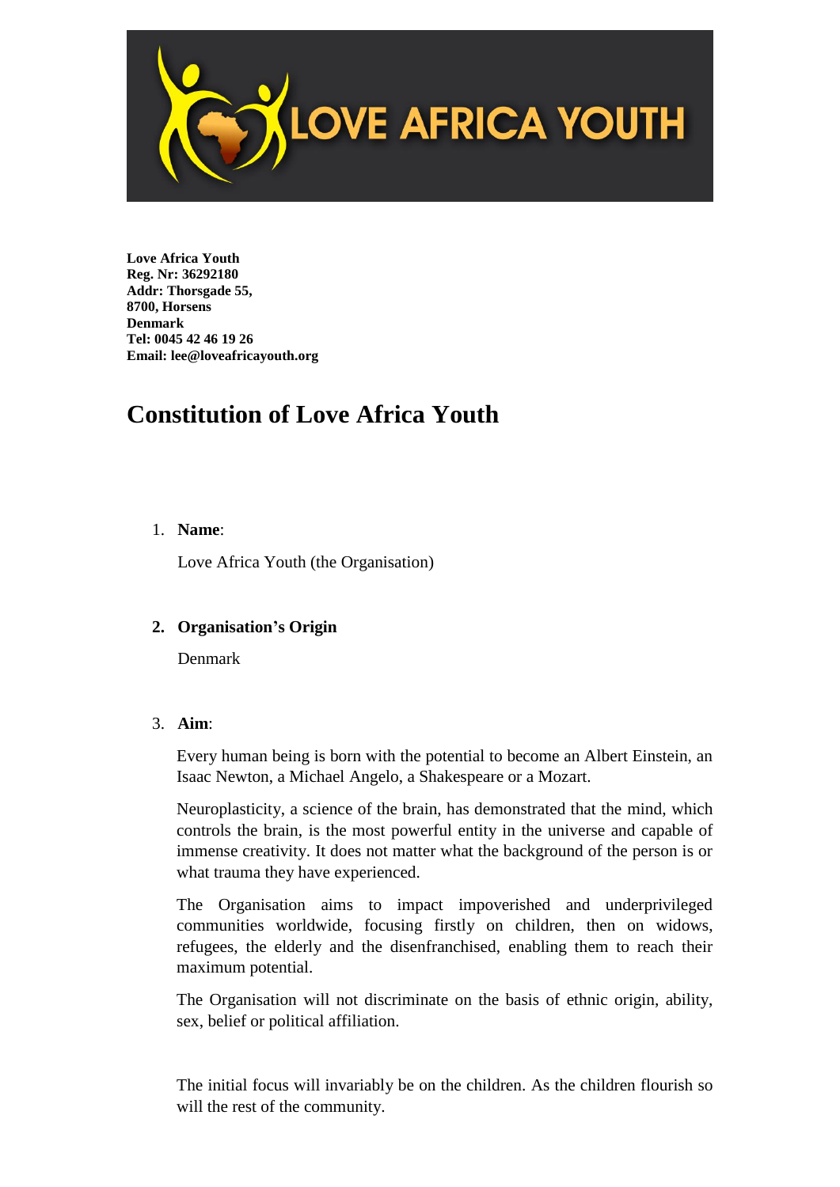**Love Africa Youth**
**Reg. Nr: 36292180**
**Addr: Thorsgade 55,**
**8700, Horsens**
**Denmark**
**Tel: 0045 42 46 19 26**
**Email: lee@loveafricayouth.org**

# Constitution of Love Africa Youth

1. **Name**:

   Love Africa Youth (the Organisation)

2. **Organisation's Origin**

   Denmark

3. **Aim**:

   Every human being is born with the potential to become an Albert Einstein, an Isaac Newton, a Michael Angelo, a Shakespeare or a Mozart.

   Neuroplasticity, a science of the brain, has demonstrated that the mind, which controls the brain, is the most powerful entity in the universe and capable of immense creativity. It does not matter what the background of the person is or what trauma they have experienced.

   The Organisation aims to impact impoverished and underprivileged communities worldwide, focusing firstly on children, then on widows, refugees, the elderly and the disenfranchised, enabling them to reach their maximum potential.

   The Organisation will not discriminate on the basis of ethnic origin, ability, sex, belief or political affiliation.

   The initial focus will invariably be on the children. As the children flourish so will the rest of the community.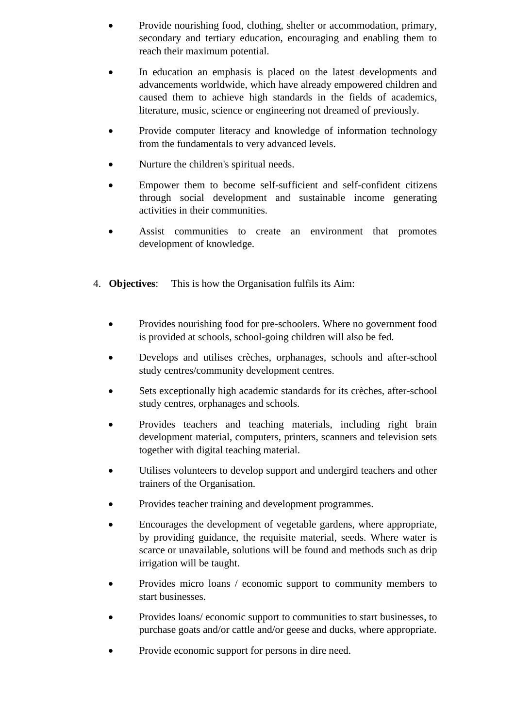- Provide nourishing food, clothing, shelter or accommodation, primary, secondary and tertiary education, encouraging and enabling them to reach their maximum potential.
- In education an emphasis is placed on the latest developments and advancements worldwide, which have already empowered children and caused them to achieve high standards in the fields of academics, literature, music, science or engineering not dreamed of previously.
- Provide computer literacy and knowledge of information technology from the fundamentals to very advanced levels.
- Nurture the children's spiritual needs.
- Empower them to become self-sufficient and self-confident citizens through social development and sustainable income generating activities in their communities.
- Assist communities to create an environment that promotes development of knowledge.

4. **Objectives**: This is how the Organisation fulfils its Aim:

- Provides nourishing food for pre-schoolers. Where no government food is provided at schools, school-going children will also be fed.
- Develops and utilises crèches, orphanages, schools and after-school study centres/community development centres.
- Sets exceptionally high academic standards for its crèches, after-school study centres, orphanages and schools.
- Provides teachers and teaching materials, including right brain development material, computers, printers, scanners and television sets together with digital teaching material.
- Utilises volunteers to develop support and undergird teachers and other trainers of the Organisation.
- Provides teacher training and development programmes.
- Encourages the development of vegetable gardens, where appropriate, by providing guidance, the requisite material, seeds. Where water is scarce or unavailable, solutions will be found and methods such as drip irrigation will be taught.
- Provides micro loans / economic support to community members to start businesses.
- Provides loans/ economic support to communities to start businesses, to purchase goats and/or cattle and/or geese and ducks, where appropriate.
- Provide economic support for persons in dire need.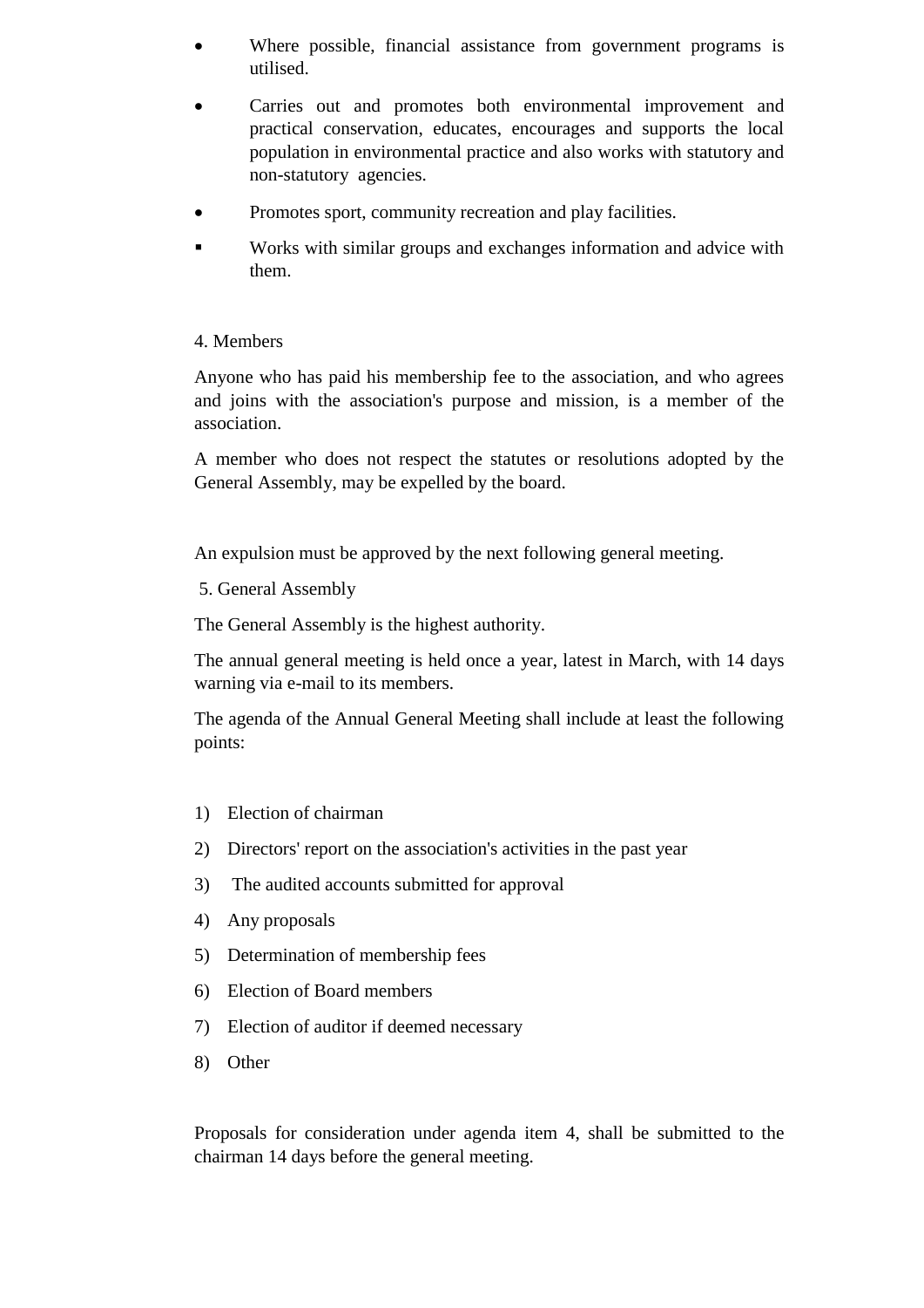- Where possible, financial assistance from government programs is utilised.
- Carries out and promotes both environmental improvement and practical conservation, educates, encourages and supports the local population in environmental practice and also works with statutory and non-statutory agencies.
- Promotes sport, community recreation and play facilities.
- Works with similar groups and exchanges information and advice with them.

4. Members

Anyone who has paid his membership fee to the association, and who agrees and joins with the association's purpose and mission, is a member of the association.

A member who does not respect the statutes or resolutions adopted by the General Assembly, may be expelled by the board.

An expulsion must be approved by the next following general meeting.

5. General Assembly

The General Assembly is the highest authority.

The annual general meeting is held once a year, latest in March, with 14 days warning via e-mail to its members.

The agenda of the Annual General Meeting shall include at least the following points:

1) Election of chairman
2) Directors' report on the association's activities in the past year
3) The audited accounts submitted for approval
4) Any proposals
5) Determination of membership fees
6) Election of Board members
7) Election of auditor if deemed necessary
8) Other

Proposals for consideration under agenda item 4, shall be submitted to the chairman 14 days before the general meeting.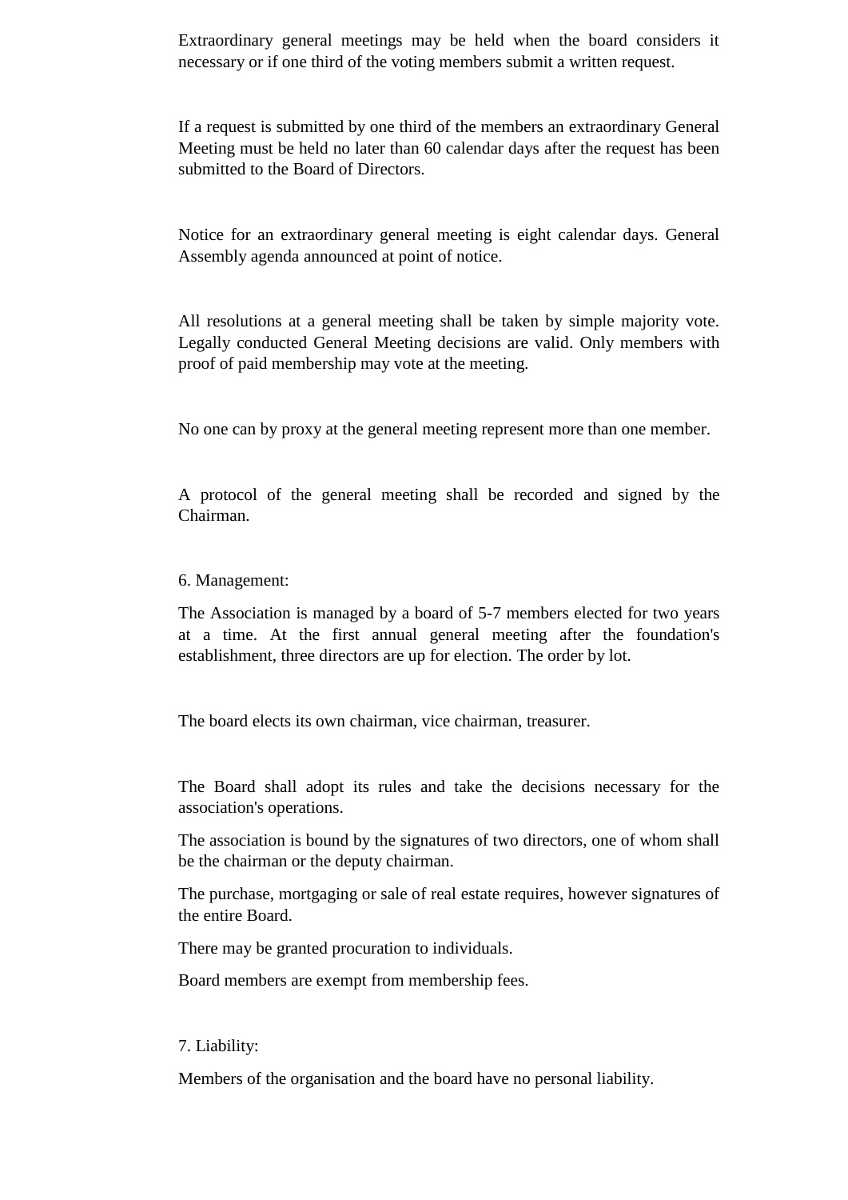Extraordinary general meetings may be held when the board considers it necessary or if one third of the voting members submit a written request.

If a request is submitted by one third of the members an extraordinary General Meeting must be held no later than 60 calendar days after the request has been submitted to the Board of Directors.

Notice for an extraordinary general meeting is eight calendar days. General Assembly agenda announced at point of notice.

All resolutions at a general meeting shall be taken by simple majority vote. Legally conducted General Meeting decisions are valid. Only members with proof of paid membership may vote at the meeting.

No one can by proxy at the general meeting represent more than one member.

A protocol of the general meeting shall be recorded and signed by the Chairman.

6. Management:

The Association is managed by a board of 5-7 members elected for two years at a time. At the first annual general meeting after the foundation's establishment, three directors are up for election. The order by lot.

The board elects its own chairman, vice chairman, treasurer.

The Board shall adopt its rules and take the decisions necessary for the association's operations.

The association is bound by the signatures of two directors, one of whom shall be the chairman or the deputy chairman.

The purchase, mortgaging or sale of real estate requires, however signatures of the entire Board.

There may be granted procuration to individuals.

Board members are exempt from membership fees.

7. Liability:

Members of the organisation and the board have no personal liability.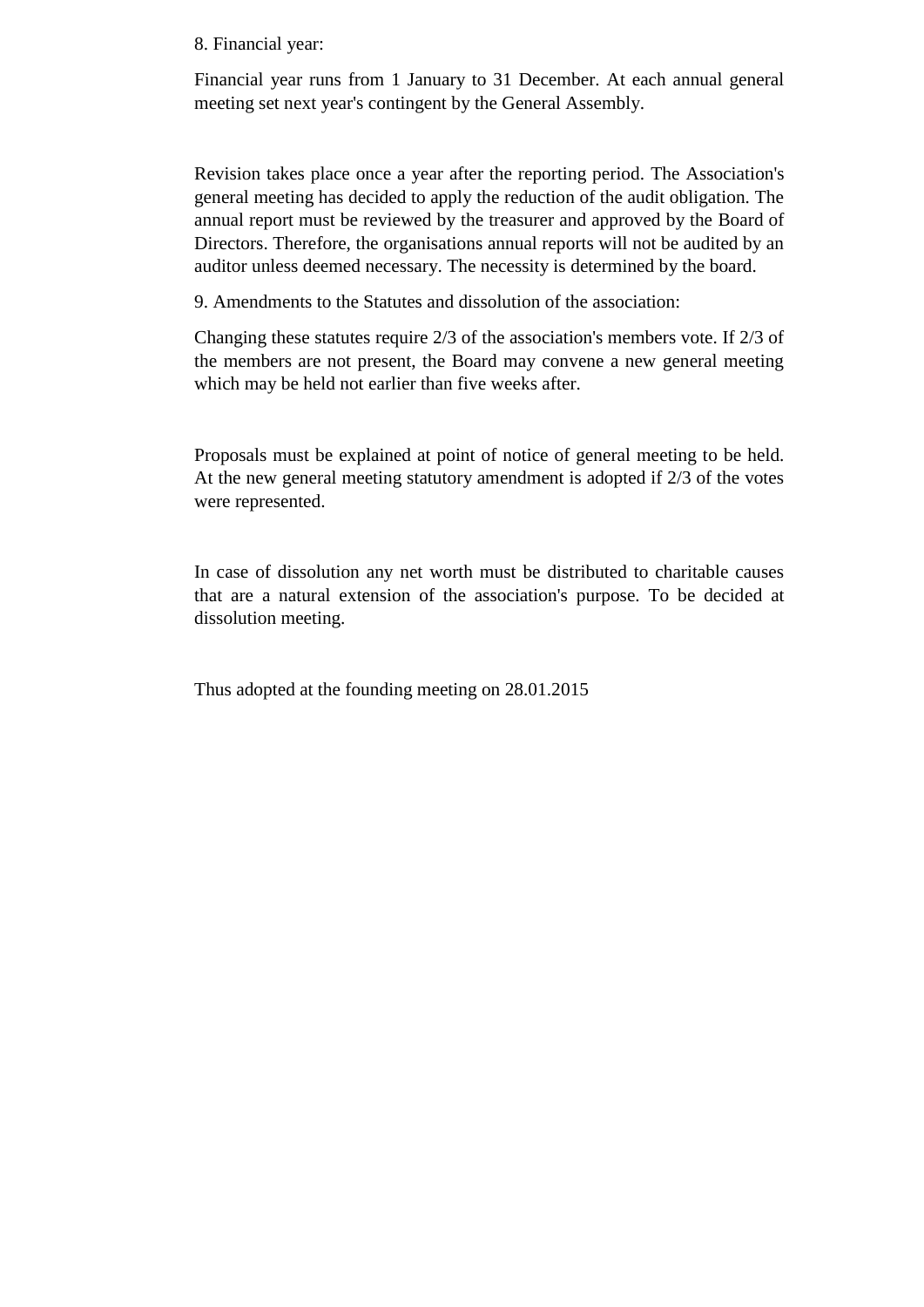8. Financial year:

Financial year runs from 1 January to 31 December. At each annual general meeting set next year's contingent by the General Assembly.

Revision takes place once a year after the reporting period. The Association's general meeting has decided to apply the reduction of the audit obligation. The annual report must be reviewed by the treasurer and approved by the Board of Directors. Therefore, the organisations annual reports will not be audited by an auditor unless deemed necessary. The necessity is determined by the board.

9. Amendments to the Statutes and dissolution of the association:

Changing these statutes require 2/3 of the association's members vote. If 2/3 of the members are not present, the Board may convene a new general meeting which may be held not earlier than five weeks after.

Proposals must be explained at point of notice of general meeting to be held. At the new general meeting statutory amendment is adopted if 2/3 of the votes were represented.

In case of dissolution any net worth must be distributed to charitable causes that are a natural extension of the association's purpose. To be decided at dissolution meeting.

Thus adopted at the founding meeting on 28.01.2015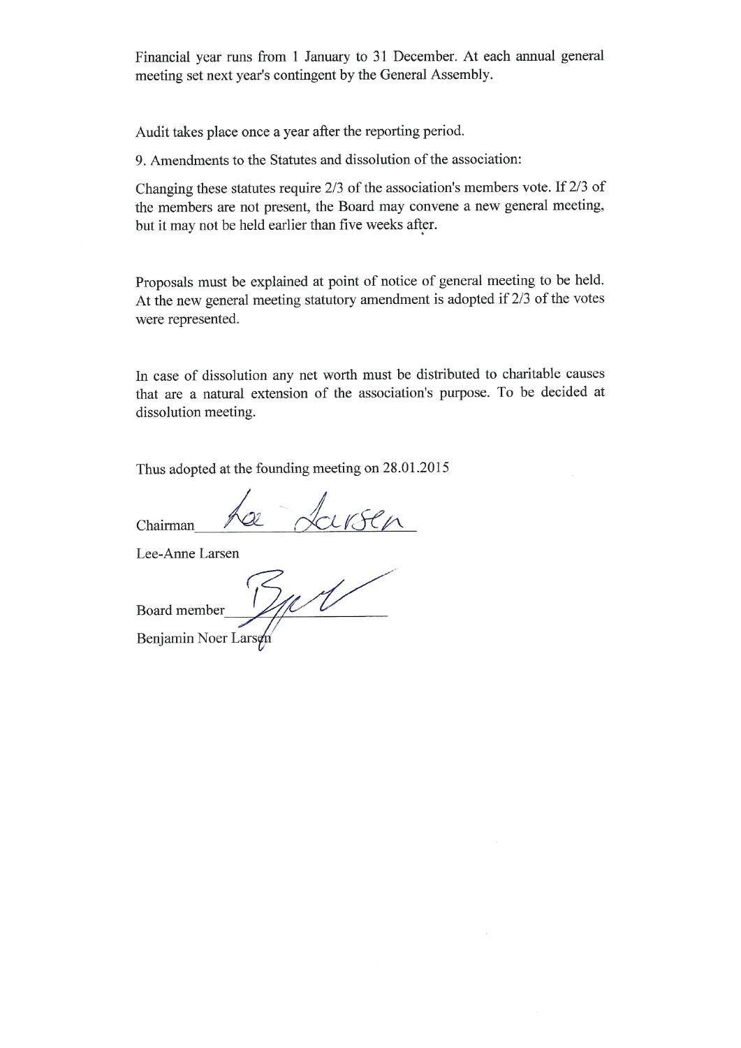Financial year runs from 1 January to 31 December. At each annual general meeting set next year's contingent by the General Assembly.

Audit takes place once a year after the reporting period.

9. Amendments to the Statutes and dissolution of the association:

Changing these statutes require 2/3 of the association's members vote. If 2/3 of the members are not present, the Board may convene a new general meeting, but it may not be held earlier than five weeks after.

Proposals must be explained at point of notice of general meeting to be held. At the new general meeting statutory amendment is adopted if 2/3 of the votes were represented.

In case of dissolution any net worth must be distributed to charitable causes that are a natural extension of the association's purpose. To be decided at dissolution meeting.

Thus adopted at the founding meeting on 28.01.2015

Chairman \_\_\_\_\_\_\_\_\_\_\_\_\_\_\_\_

Lee-Anne Larsen

Board member \_\_\_\_\_\_\_\_\_\_\_\_\_\_\_\_

Benjamin Noer Larsen